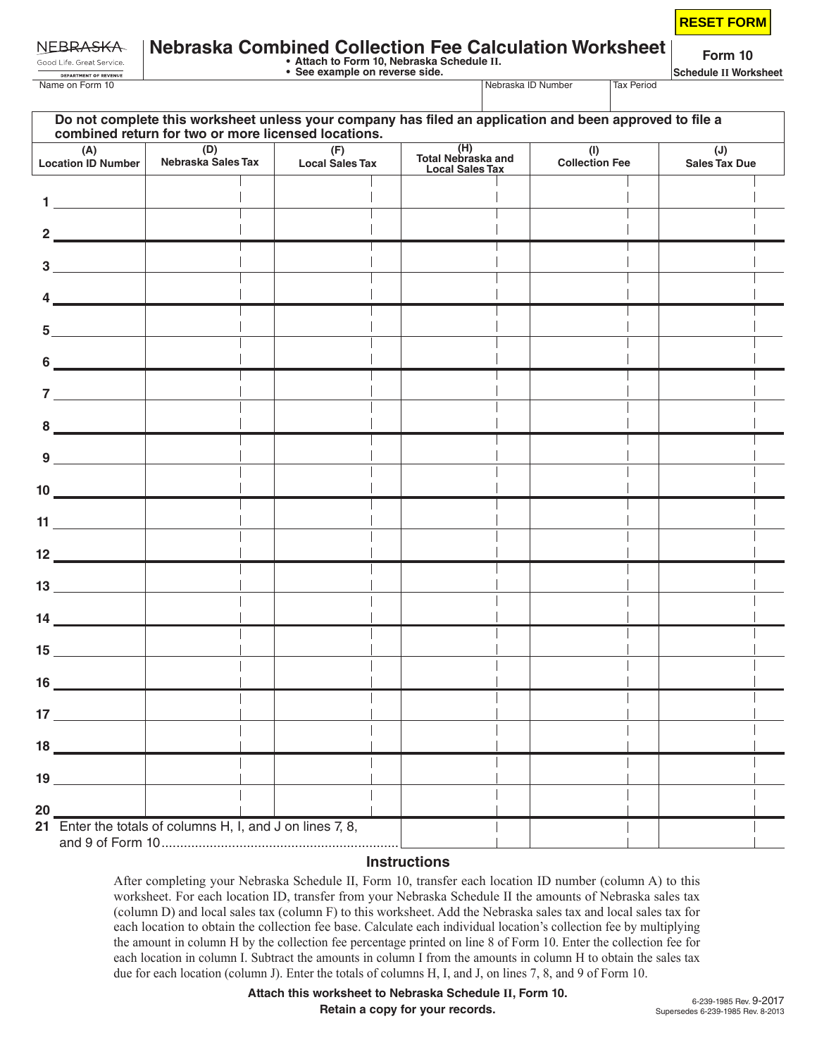RESET FORM

NEBRASKA
Good Life. Great Service.
DEPARTMENT OF REVENUE

# Nebraska Combined Collection Fee Calculation Worksheet

- **Attach to Form 10, Nebraska Schedule II.**
- **See example on reverse side.**

**Form 10**
**Schedule II Worksheet**

| Name on Form 10 | Nebraska ID Number | Tax Period |
|---|---|---|
| | | |

**Do not complete this worksheet unless your company has filed an application and been approved to file a combined return for two or more licensed locations.**

| | (A) Location ID Number | (D) Nebraska Sales Tax | (F) Local Sales Tax | (H) Total Nebraska and Local Sales Tax | (I) Collection Fee | (J) Sales Tax Due |
|---|---|---|---|---|---|---|
| 1 | | | | | | |
| 2 | | | | | | |
| 3 | | | | | | |
| 4 | | | | | | |
| 5 | | | | | | |
| 6 | | | | | | |
| 7 | | | | | | |
| 8 | | | | | | |
| 9 | | | | | | |
| 10 | | | | | | |
| 11 | | | | | | |
| 12 | | | | | | |
| 13 | | | | | | |
| 14 | | | | | | |
| 15 | | | | | | |
| 16 | | | | | | |
| 17 | | | | | | |
| 18 | | | | | | |
| 19 | | | | | | |
| 20 | | | | | | |
| 21 | Enter the totals of columns H, I, and J on lines 7, 8, and 9 of Form 10 | | | | | |

## Instructions

After completing your Nebraska Schedule II, Form 10, transfer each location ID number (column A) to this worksheet. For each location ID, transfer from your Nebraska Schedule II the amounts of Nebraska sales tax (column D) and local sales tax (column F) to this worksheet. Add the Nebraska sales tax and local sales tax for each location to obtain the collection fee base. Calculate each individual location's collection fee by multiplying the amount in column H by the collection fee percentage printed on line 8 of Form 10. Enter the collection fee for each location in column I. Subtract the amounts in column I from the amounts in column H to obtain the sales tax due for each location (column J). Enter the totals of columns H, I, and J, on lines 7, 8, and 9 of Form 10.

**Attach this worksheet to Nebraska Schedule II, Form 10.**
**Retain a copy for your records.**

6-239-1985 Rev. 9-2017
Supersedes 6-239-1985 Rev. 8-2013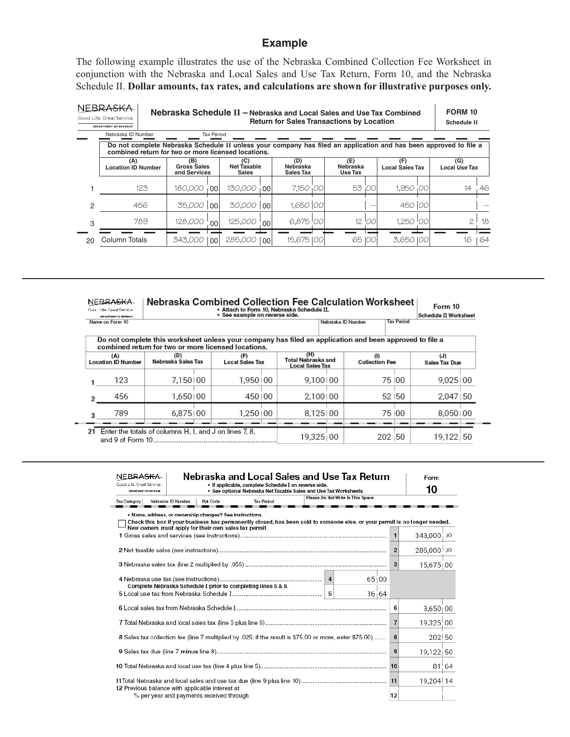## Example

The following example illustrates the use of the Nebraska Combined Collection Fee Worksheet in conjunction with the Nebraska and Local Sales and Use Tax Return, Form 10, and the Nebraska Schedule II. **Dollar amounts, tax rates, and calculations are shown for illustrative purposes only.**

NEBRASKA
Good Life. Great Service.
DEPARTMENT OF REVENUE

**Nebraska Schedule II – Nebraska and Local Sales and Use Tax Combined Return for Sales Transactions by Location**

**FORM 10**
**Schedule II**

Nebraska ID Number | Tax Period

**Do not complete Nebraska Schedule II unless your company has filed an application and has been approved to file a combined return for two or more licensed locations.**

| | (A) Location ID Number | (B) Gross Sales and Services | (C) Net Taxable Sales | (D) Nebraska Sales Tax | (E) Nebraska Use Tax | (F) Local Sales Tax | (G) Local Use Tax |
|---|---|---|---|---|---|---|---|
| 1 | 123 | 180,000 00 | 130,000 00 | 7,150 00 | 53 00 | 1,950 00 | 14 46 |
| 2 | 456 | 35,000 00 | 30,000 00 | 1,650 00 | -- | 450 00 | -- |
| 3 | 789 | 128,000 00 | 125,000 00 | 6,875 00 | 12 00 | 1,250 00 | 2 18 |
| 20 | Column Totals | 343,000 00 | 285,000 00 | 15,675 00 | 65 00 | 3,650 00 | 16 64 |

---

NEBRASKA
Good Life. Great Service.
DEPARTMENT OF REVENUE

**Nebraska Combined Collection Fee Calculation Worksheet**
- Attach to Form 10, Nebraska Schedule II.
- See example on reverse side.

**Form 10**
**Schedule II Worksheet**

Name on Form 10 | Nebraska ID Number | Tax Period

**Do not complete this worksheet unless your company has filed an application and been approved to file a combined return for two or more licensed locations.**

| | (A) Location ID Number | (D) Nebraska Sales Tax | (F) Local Sales Tax | (H) Total Nebraska and Local Sales Tax | (I) Collection Fee | (J) Sales Tax Due |
|---|---|---|---|---|---|---|
| 1 | 123 | 7,150 00 | 1,950 00 | 9,100 00 | 75 00 | 9,025 00 |
| 2 | 456 | 1,650 00 | 450 00 | 2,100 00 | 52 50 | 2,047 50 |
| 3 | 789 | 6,875 00 | 1,250 00 | 8,125 00 | 75 00 | 8,050 00 |
| 21 | Enter the totals of columns H, I, and J on lines 7, 8, and 9 of Form 10 | | | 19,325 00 | 202 50 | 19,122 50 |

---

NEBRASKA
Good Life. Great Service.
DEPARTMENT OF REVENUE

**Nebraska and Local Sales and Use Tax Return**
- If applicable, complete Schedule I on reverse side.
- See optional Nebraska Net Taxable Sales and Use Tax Worksheets.

**Form 10**

Tax Category | Nebraska ID Number | Rpt. Code | Tax Period | Please Do Not Write In This Space

- Name, address, or ownership changes? See instructions.

☐ Check this box if your business has permanently closed, has been sold to someone else, or your permit is no longer needed. New owners must apply for their own sales tax permit.

| Line | Description | | | | Amount |
|---|---|---|---|---|---|
| 1 | Gross sales and services (see instructions) | | | 1 | 343,000 00 |
| 2 | Net taxable sales (see instructions) | | | 2 | 285,000 00 |
| 3 | Nebraska sales tax (line 2 multiplied by .055) | | | 3 | 15,675 00 |
| 4 | Nebraska use tax (see instructions) | 4 | 65 00 | | |
| | Complete Nebraska Schedule I prior to completing lines 5 & 6. | | | | |
| 5 | Local use tax from Nebraska Schedule I | 5 | 16 64 | | |
| 6 | Local sales tax from Nebraska Schedule I | | | 6 | 3,650 00 |
| 7 | Total Nebraska and local sales tax (line 3 plus line 6) | | | 7 | 19,325 00 |
| 8 | Sales tax collection fee (line 7 multiplied by .025; if the result is $75.00 or more, enter $75.00) | | | 8 | 202 50 |
| 9 | Sales tax due (line 7 **minus** line 8) | | | 9 | 19,122 50 |
| 10 | Total Nebraska and local use tax (line 4 plus line 5) | | | 10 | 81 64 |
| 11 | Total Nebraska and local sales and use tax due (line 9 plus line 10) | | | 11 | 19,204 14 |
| 12 | Previous balance with applicable interest at % per year and payments received through | | | 12 | |